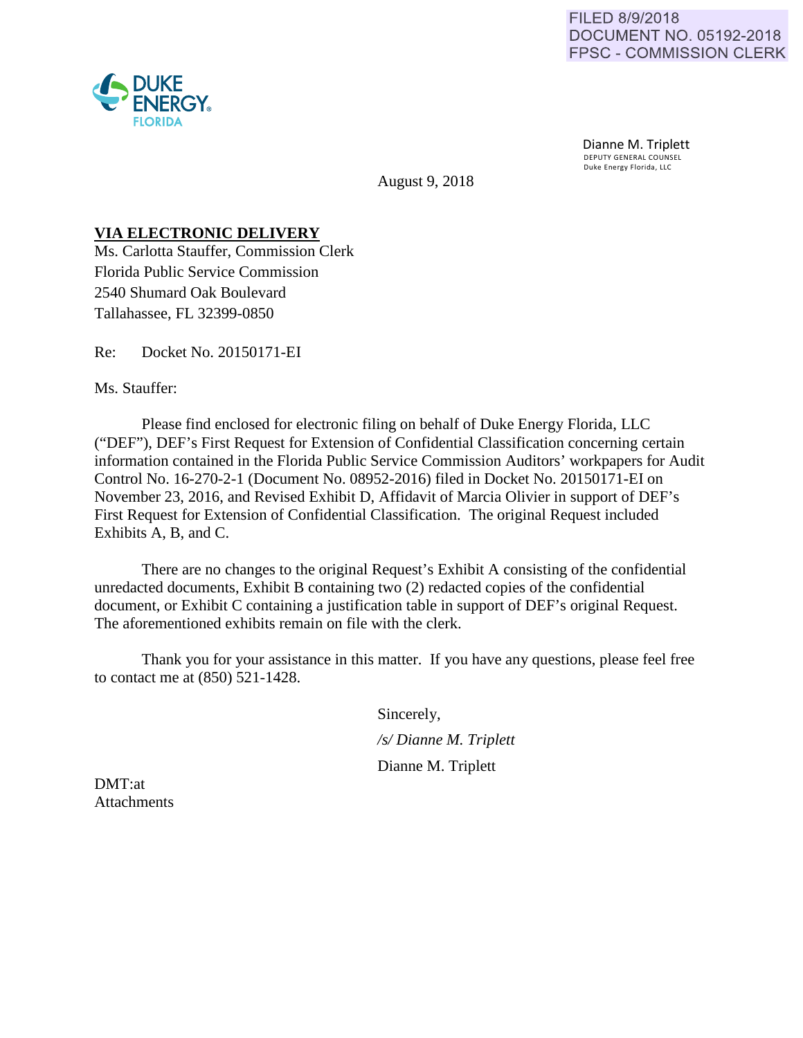FILED 8/9/2018
DOCUMENT NO. 05192-2018
FPSC - COMMISSION CLERK

DUKE ENERGY FLORIDA

Dianne M. Triplett
DEPUTY GENERAL COUNSEL
Duke Energy Florida, LLC

August 9, 2018

**VIA ELECTRONIC DELIVERY**

Ms. Carlotta Stauffer, Commission Clerk
Florida Public Service Commission
2540 Shumard Oak Boulevard
Tallahassee, FL 32399-0850

Re: Docket No. 20150171-EI

Ms. Stauffer:

Please find enclosed for electronic filing on behalf of Duke Energy Florida, LLC ("DEF"), DEF's First Request for Extension of Confidential Classification concerning certain information contained in the Florida Public Service Commission Auditors' workpapers for Audit Control No. 16-270-2-1 (Document No. 08952-2016) filed in Docket No. 20150171-EI on November 23, 2016, and Revised Exhibit D, Affidavit of Marcia Olivier in support of DEF's First Request for Extension of Confidential Classification. The original Request included Exhibits A, B, and C.

There are no changes to the original Request's Exhibit A consisting of the confidential unredacted documents, Exhibit B containing two (2) redacted copies of the confidential document, or Exhibit C containing a justification table in support of DEF's original Request. The aforementioned exhibits remain on file with the clerk.

Thank you for your assistance in this matter. If you have any questions, please feel free to contact me at (850) 521-1428.

Sincerely,

*/s/ Dianne M. Triplett*

Dianne M. Triplett

DMT:at
Attachments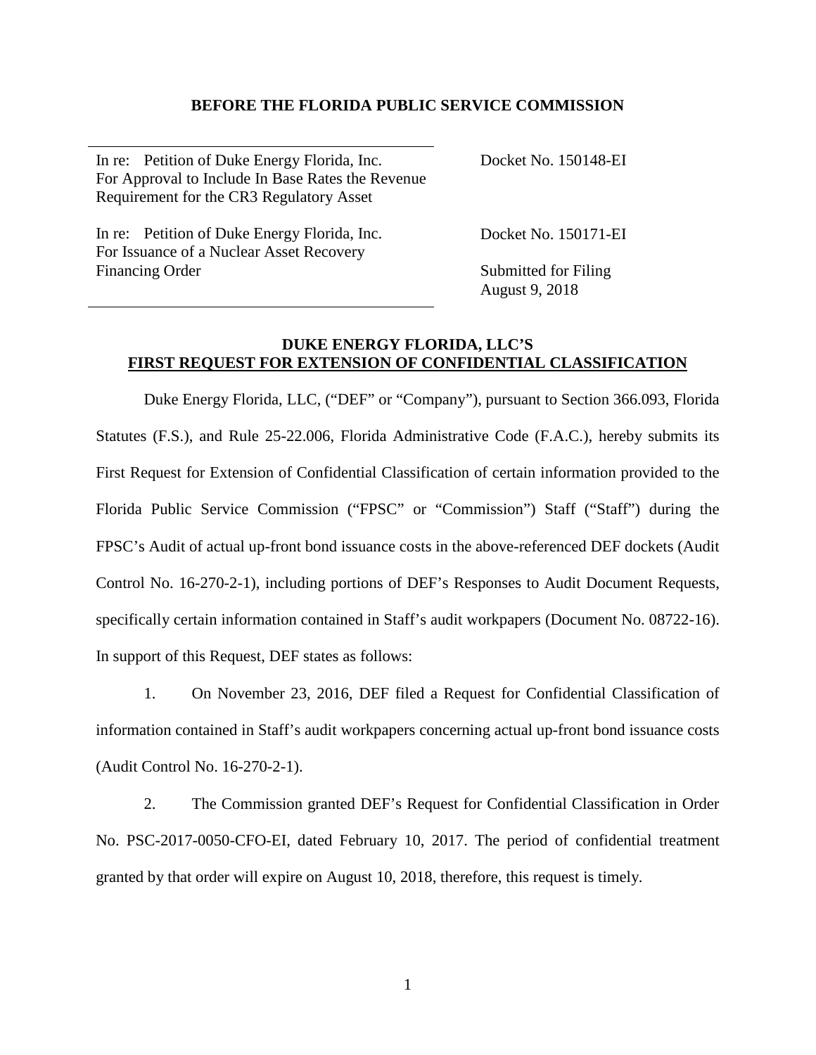**BEFORE THE FLORIDA PUBLIC SERVICE COMMISSION**

| | |
|---|---|
| In re: Petition of Duke Energy Florida, Inc. For Approval to Include In Base Rates the Revenue Requirement for the CR3 Regulatory Asset | Docket No. 150148-EI |
| In re: Petition of Duke Energy Florida, Inc. For Issuance of a Nuclear Asset Recovery Financing Order | Docket No. 150171-EI<br><br>Submitted for Filing<br>August 9, 2018 |

**DUKE ENERGY FLORIDA, LLC'S**
**FIRST REQUEST FOR EXTENSION OF CONFIDENTIAL CLASSIFICATION**

Duke Energy Florida, LLC, ("DEF" or "Company"), pursuant to Section 366.093, Florida Statutes (F.S.), and Rule 25-22.006, Florida Administrative Code (F.A.C.), hereby submits its First Request for Extension of Confidential Classification of certain information provided to the Florida Public Service Commission ("FPSC" or "Commission") Staff ("Staff") during the FPSC's Audit of actual up-front bond issuance costs in the above-referenced DEF dockets (Audit Control No. 16-270-2-1), including portions of DEF's Responses to Audit Document Requests, specifically certain information contained in Staff's audit workpapers (Document No. 08722-16). In support of this Request, DEF states as follows:

1. On November 23, 2016, DEF filed a Request for Confidential Classification of information contained in Staff's audit workpapers concerning actual up-front bond issuance costs (Audit Control No. 16-270-2-1).

2. The Commission granted DEF's Request for Confidential Classification in Order No. PSC-2017-0050-CFO-EI, dated February 10, 2017. The period of confidential treatment granted by that order will expire on August 10, 2018, therefore, this request is timely.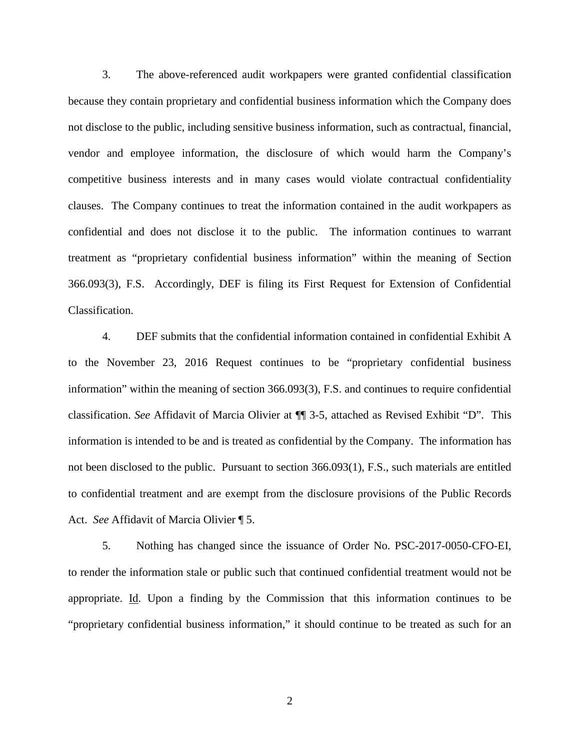3. The above-referenced audit workpapers were granted confidential classification because they contain proprietary and confidential business information which the Company does not disclose to the public, including sensitive business information, such as contractual, financial, vendor and employee information, the disclosure of which would harm the Company's competitive business interests and in many cases would violate contractual confidentiality clauses. The Company continues to treat the information contained in the audit workpapers as confidential and does not disclose it to the public. The information continues to warrant treatment as "proprietary confidential business information" within the meaning of Section 366.093(3), F.S. Accordingly, DEF is filing its First Request for Extension of Confidential Classification.

4. DEF submits that the confidential information contained in confidential Exhibit A to the November 23, 2016 Request continues to be "proprietary confidential business information" within the meaning of section 366.093(3), F.S. and continues to require confidential classification. *See* Affidavit of Marcia Olivier at ¶¶ 3-5, attached as Revised Exhibit "D". This information is intended to be and is treated as confidential by the Company. The information has not been disclosed to the public. Pursuant to section 366.093(1), F.S., such materials are entitled to confidential treatment and are exempt from the disclosure provisions of the Public Records Act. *See* Affidavit of Marcia Olivier ¶ 5.

5. Nothing has changed since the issuance of Order No. PSC-2017-0050-CFO-EI, to render the information stale or public such that continued confidential treatment would not be appropriate. Id. Upon a finding by the Commission that this information continues to be "proprietary confidential business information," it should continue to be treated as such for an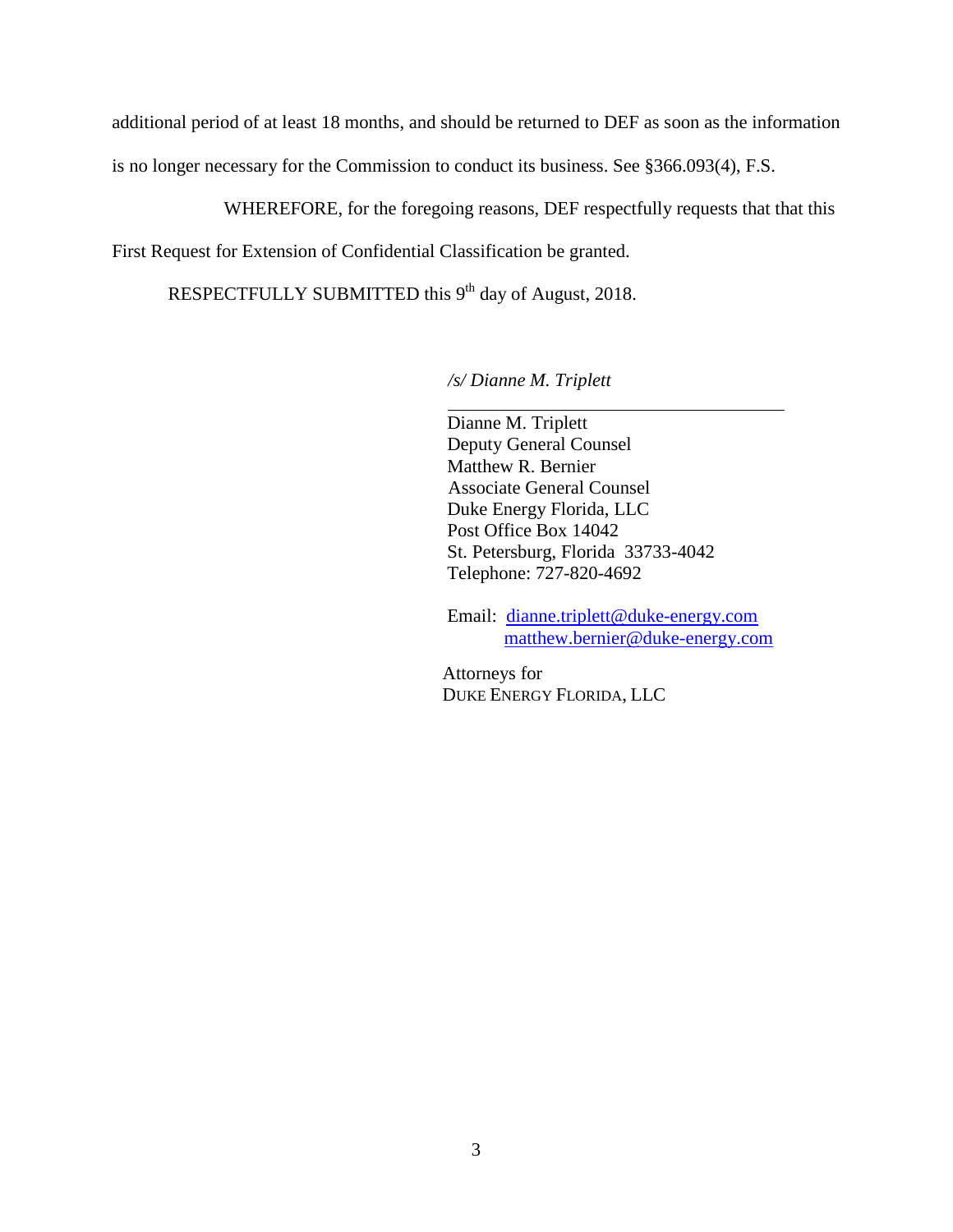additional period of at least 18 months, and should be returned to DEF as soon as the information is no longer necessary for the Commission to conduct its business. See §366.093(4), F.S.

WHEREFORE, for the foregoing reasons, DEF respectfully requests that that this First Request for Extension of Confidential Classification be granted.

RESPECTFULLY SUBMITTED this 9th day of August, 2018.

*/s/ Dianne M. Triplett*

Dianne M. Triplett
Deputy General Counsel
Matthew R. Bernier
Associate General Counsel
Duke Energy Florida, LLC
Post Office Box 14042
St. Petersburg, Florida 33733-4042
Telephone: 727-820-4692

Email: dianne.triplett@duke-energy.com
matthew.bernier@duke-energy.com

Attorneys for
DUKE ENERGY FLORIDA, LLC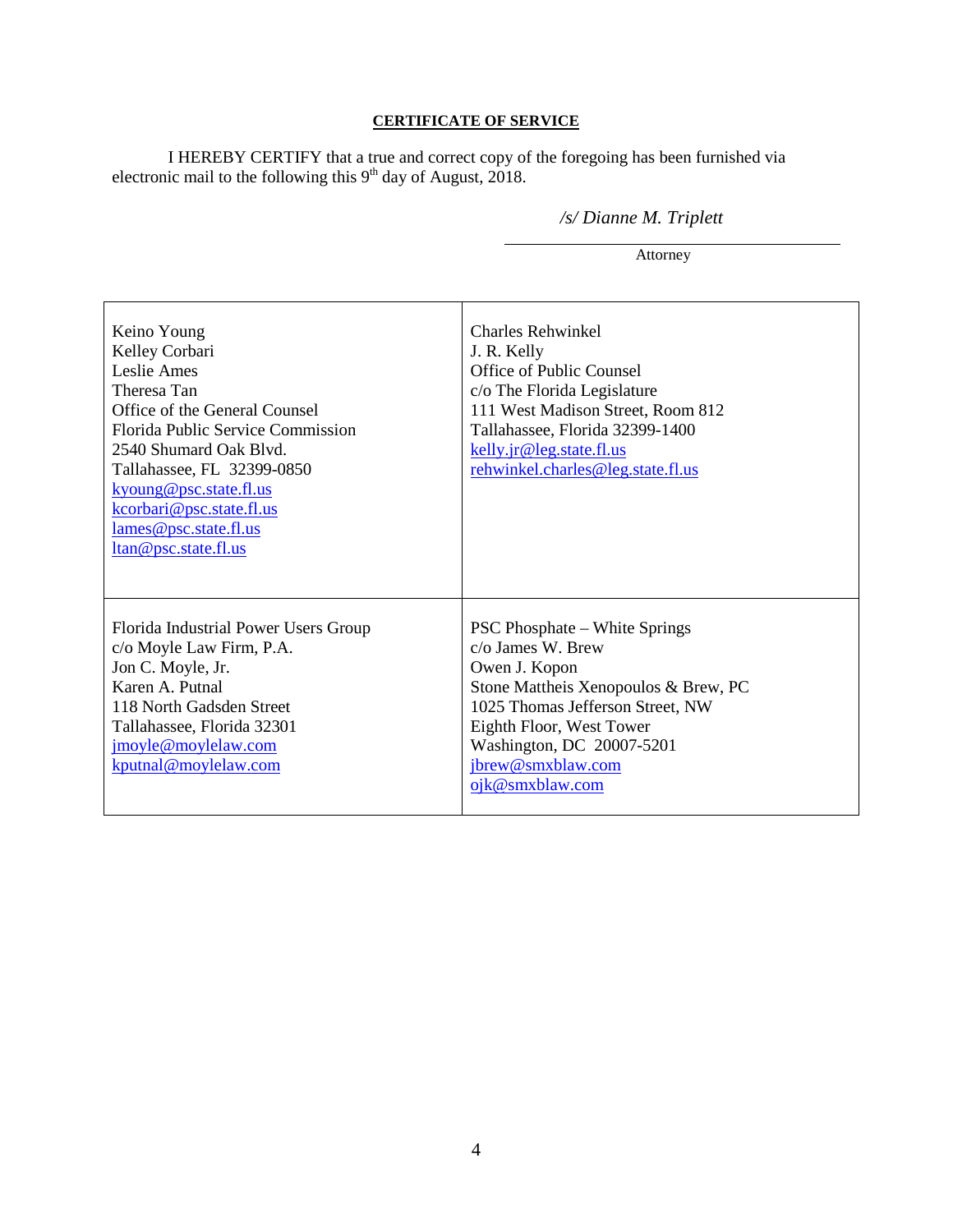**CERTIFICATE OF SERVICE**

I HEREBY CERTIFY that a true and correct copy of the foregoing has been furnished via electronic mail to the following this 9th day of August, 2018.

*/s/ Dianne M. Triplett*

Attorney

| | |
|---|---|
| Keino Young<br>Kelley Corbari<br>Leslie Ames<br>Theresa Tan<br>Office of the General Counsel<br>Florida Public Service Commission<br>2540 Shumard Oak Blvd.<br>Tallahassee, FL 32399-0850<br>kyoung@psc.state.fl.us<br>kcorbari@psc.state.fl.us<br>lames@psc.state.fl.us<br>ltan@psc.state.fl.us | Charles Rehwinkel<br>J. R. Kelly<br>Office of Public Counsel<br>c/o The Florida Legislature<br>111 West Madison Street, Room 812<br>Tallahassee, Florida 32399-1400<br>kelly.jr@leg.state.fl.us<br>rehwinkel.charles@leg.state.fl.us |
| Florida Industrial Power Users Group<br>c/o Moyle Law Firm, P.A.<br>Jon C. Moyle, Jr.<br>Karen A. Putnal<br>118 North Gadsden Street<br>Tallahassee, Florida 32301<br>jmoyle@moylelaw.com<br>kputnal@moylelaw.com | PSC Phosphate – White Springs<br>c/o James W. Brew<br>Owen J. Kopon<br>Stone Mattheis Xenopoulos & Brew, PC<br>1025 Thomas Jefferson Street, NW<br>Eighth Floor, West Tower<br>Washington, DC 20007-5201<br>jbrew@smxblaw.com<br>ojk@smxblaw.com |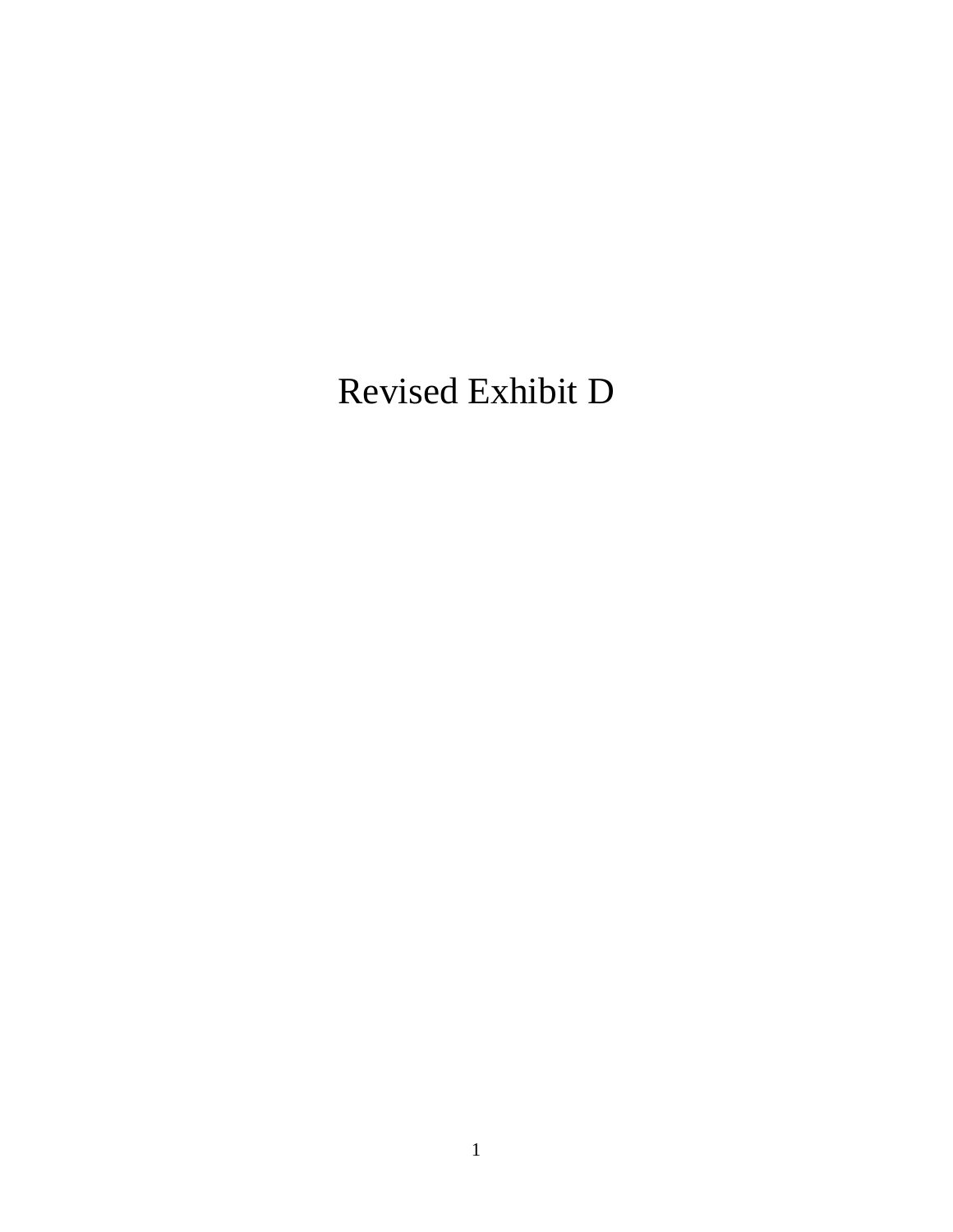# Revised Exhibit D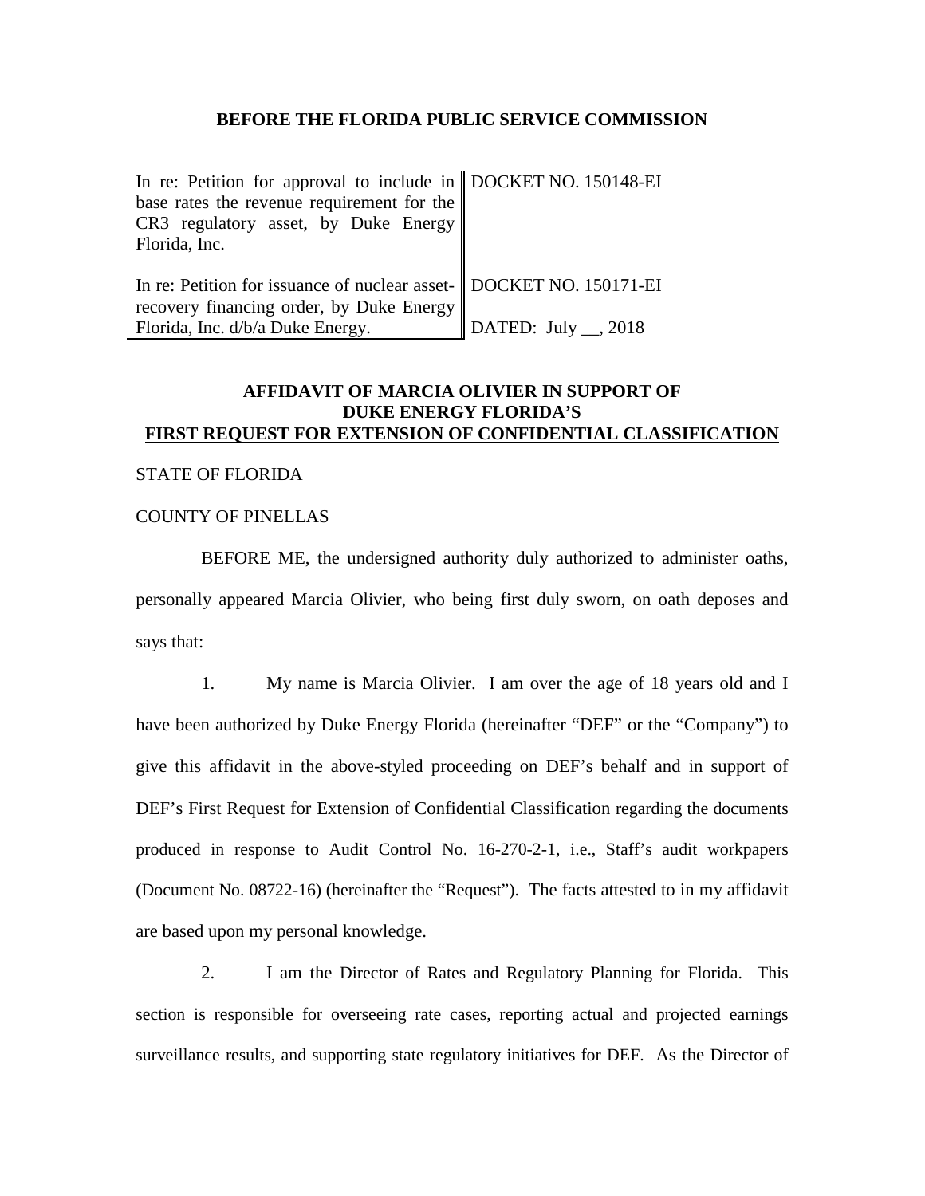**BEFORE THE FLORIDA PUBLIC SERVICE COMMISSION**

| | |
|---|---|
| In re: Petition for approval to include in base rates the revenue requirement for the CR3 regulatory asset, by Duke Energy Florida, Inc. | DOCKET NO. 150148-EI |
| In re: Petition for issuance of nuclear asset-recovery financing order, by Duke Energy Florida, Inc. d/b/a Duke Energy. | DOCKET NO. 150171-EI<br>DATED: July __, 2018 |

**AFFIDAVIT OF MARCIA OLIVIER IN SUPPORT OF DUKE ENERGY FLORIDA'S FIRST REQUEST FOR EXTENSION OF CONFIDENTIAL CLASSIFICATION**

STATE OF FLORIDA

COUNTY OF PINELLAS

BEFORE ME, the undersigned authority duly authorized to administer oaths, personally appeared Marcia Olivier, who being first duly sworn, on oath deposes and says that:

1. My name is Marcia Olivier. I am over the age of 18 years old and I have been authorized by Duke Energy Florida (hereinafter "DEF" or the "Company") to give this affidavit in the above-styled proceeding on DEF's behalf and in support of DEF's First Request for Extension of Confidential Classification regarding the documents produced in response to Audit Control No. 16-270-2-1, i.e., Staff's audit workpapers (Document No. 08722-16) (hereinafter the "Request"). The facts attested to in my affidavit are based upon my personal knowledge.

2. I am the Director of Rates and Regulatory Planning for Florida. This section is responsible for overseeing rate cases, reporting actual and projected earnings surveillance results, and supporting state regulatory initiatives for DEF. As the Director of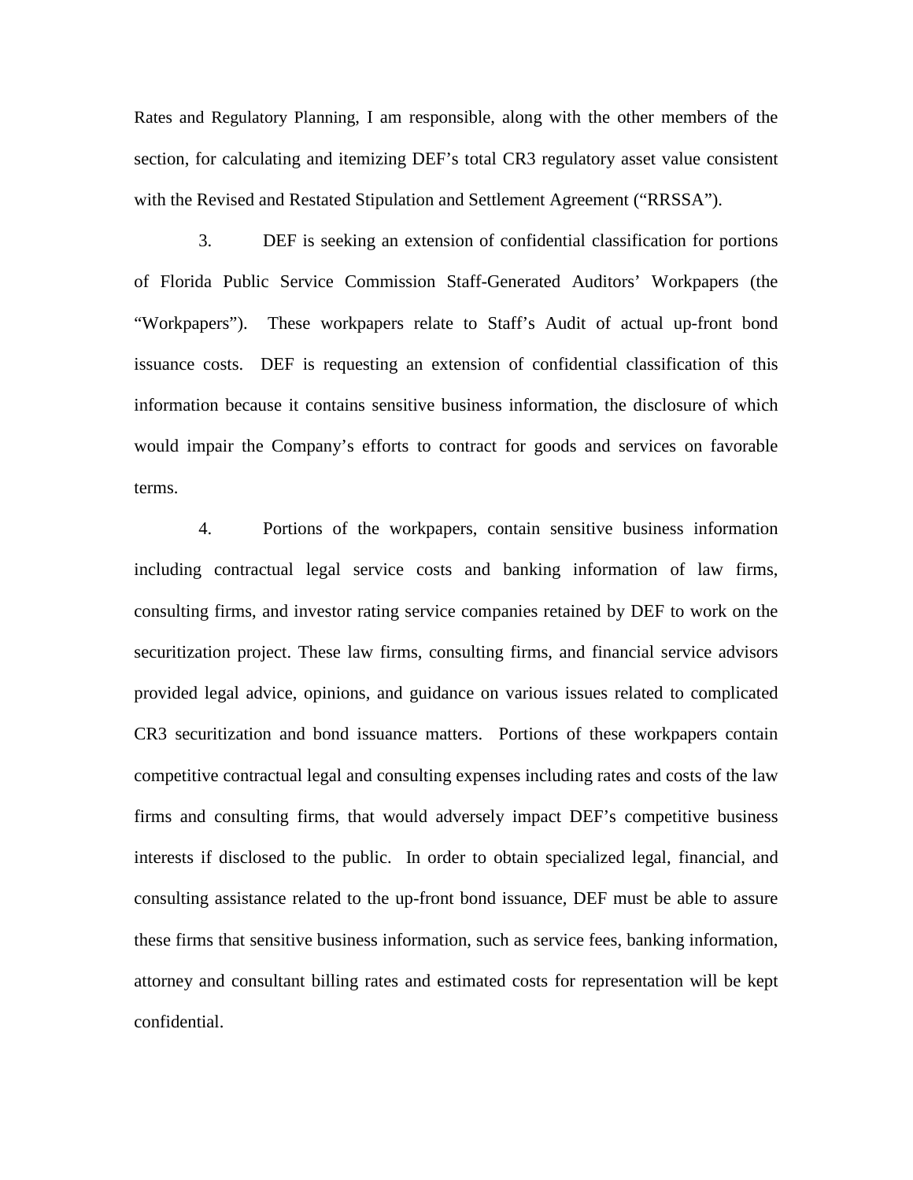Rates and Regulatory Planning, I am responsible, along with the other members of the section, for calculating and itemizing DEF's total CR3 regulatory asset value consistent with the Revised and Restated Stipulation and Settlement Agreement ("RRSSA").

3. DEF is seeking an extension of confidential classification for portions of Florida Public Service Commission Staff-Generated Auditors' Workpapers (the "Workpapers"). These workpapers relate to Staff's Audit of actual up-front bond issuance costs. DEF is requesting an extension of confidential classification of this information because it contains sensitive business information, the disclosure of which would impair the Company's efforts to contract for goods and services on favorable terms.

4. Portions of the workpapers, contain sensitive business information including contractual legal service costs and banking information of law firms, consulting firms, and investor rating service companies retained by DEF to work on the securitization project. These law firms, consulting firms, and financial service advisors provided legal advice, opinions, and guidance on various issues related to complicated CR3 securitization and bond issuance matters. Portions of these workpapers contain competitive contractual legal and consulting expenses including rates and costs of the law firms and consulting firms, that would adversely impact DEF's competitive business interests if disclosed to the public. In order to obtain specialized legal, financial, and consulting assistance related to the up-front bond issuance, DEF must be able to assure these firms that sensitive business information, such as service fees, banking information, attorney and consultant billing rates and estimated costs for representation will be kept confidential.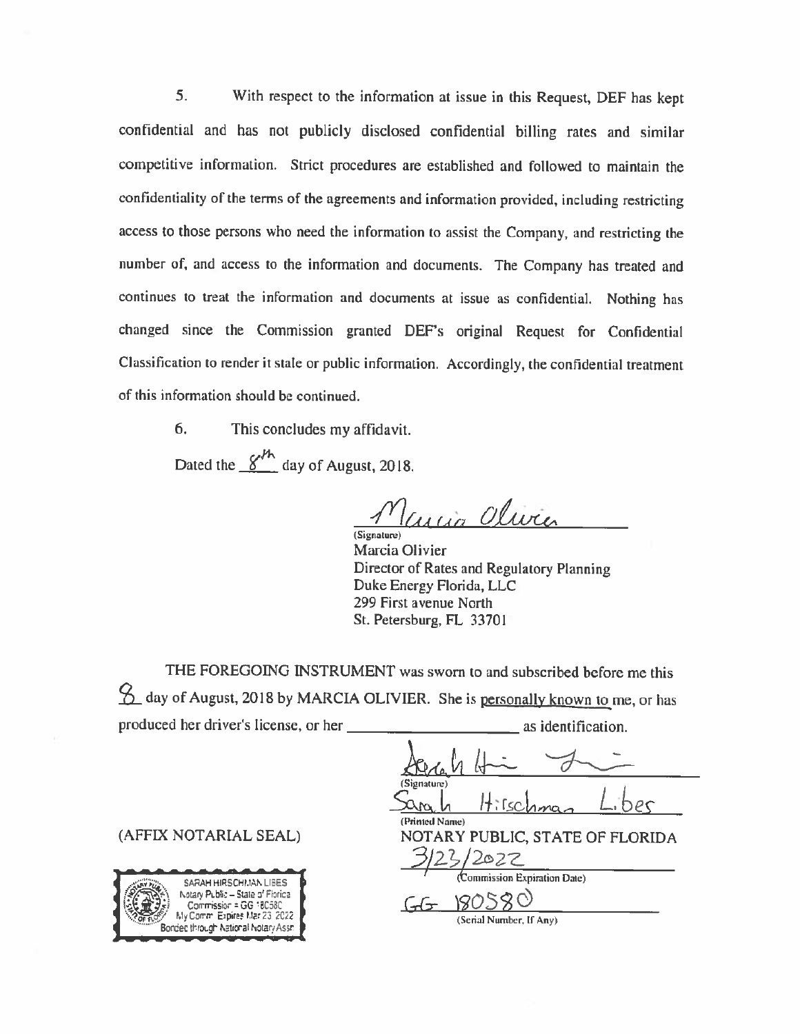5. With respect to the information at issue in this Request, DEF has kept confidential and has not publicly disclosed confidential billing rates and similar competitive information. Strict procedures are established and followed to maintain the confidentiality of the terms of the agreements and information provided, including restricting access to those persons who need the information to assist the Company, and restricting the number of, and access to the information and documents. The Company has treated and continues to treat the information and documents at issue as confidential. Nothing has changed since the Commission granted DEF's original Request for Confidential Classification to render it stale or public information. Accordingly, the confidential treatment of this information should be continued.

6. This concludes my affidavit.

Dated the 8th day of August, 2018.

Marcia Olivier
(Signature)
Marcia Olivier
Director of Rates and Regulatory Planning
Duke Energy Florida, LLC
299 First avenue North
St. Petersburg, FL 33701

THE FOREGOING INSTRUMENT was sworn to and subscribed before me this 8 day of August, 2018 by MARCIA OLIVIER. She is personally known to me, or has produced her driver's license, or her ____________________ as identification.

(Signature)
Sarah Hirschman Libes
(Printed Name)
NOTARY PUBLIC, STATE OF FLORIDA
3/23/2022
(Commission Expiration Date)
GG 180580
(Serial Number, If Any)

(AFFIX NOTARIAL SEAL)

SARAH HIRSCHMAN LIBES
Notary Public – State of Florida
Commission # GG 180580
My Comm. Expires Mar 23, 2022
Bonded through National Notary Assn.